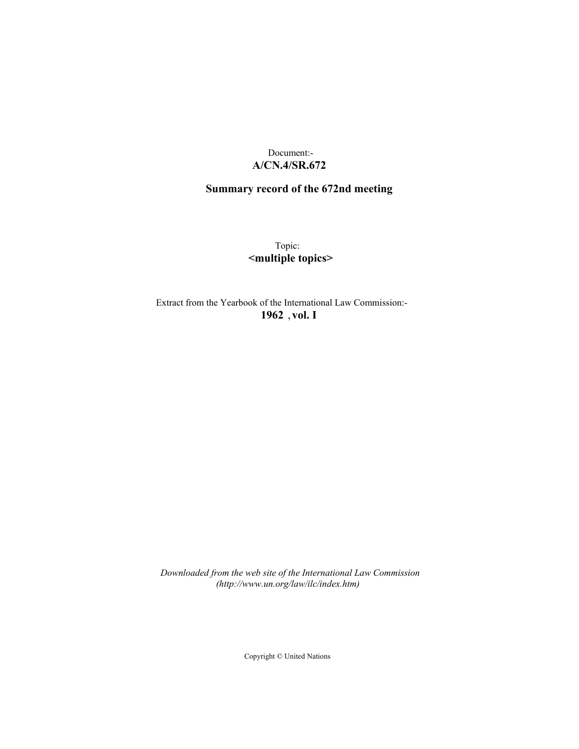Document:-
**A/CN.4/SR.672**

**Summary record of the 672nd meeting**

Topic:
**<multiple topics>**

Extract from the Yearbook of the International Law Commission:-
**1962 , vol. I**

*Downloaded from the web site of the International Law Commission (http://www.un.org/law/ilc/index.htm)*

Copyright © United Nations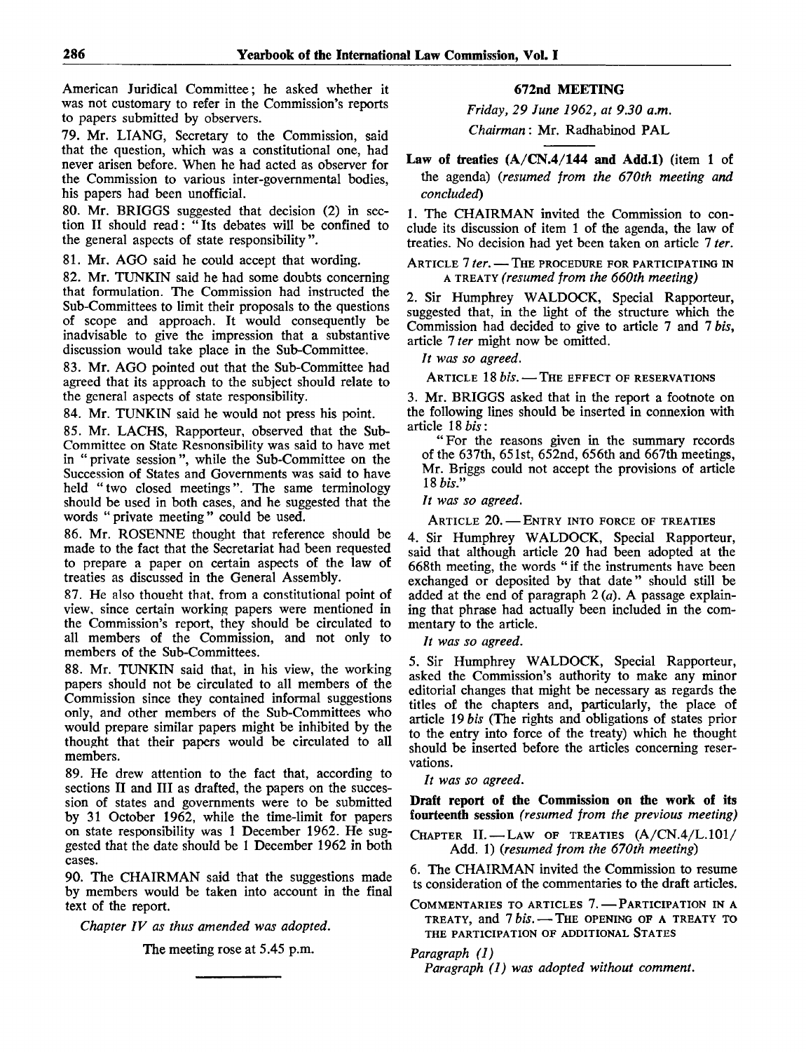American Juridical Committee; he asked whether it was not customary to refer in the Commission's reports to papers submitted by observers.

79. Mr. LIANG, Secretary to the Commission, said that the question, which was a constitutional one, had never arisen before. When he had acted as observer for the Commission to various inter-governmental bodies, his papers had been unofficial.

80. Mr. BRIGGS suggested that decision (2) in section II should read: "Its debates will be confined to the general aspects of state responsibility".

81. Mr. AGO said he could accept that wording.

82. Mr. TUNKIN said he had some doubts concerning that formulation. The Commission had instructed the Sub-Committees to limit their proposals to the questions of scope and approach. It would consequently be inadvisable to give the impression that a substantive discussion would take place in the Sub-Committee.

83. Mr. AGO pointed out that the Sub-Committee had agreed that its approach to the subject should relate to the general aspects of state responsibility.

84. Mr. TUNKIN said he would not press his point.

85. Mr. LACHS, Rapporteur, observed that the Sub-Committee on State Responsibility was said to have met in "private session", while the Sub-Committee on the Succession of States and Governments was said to have held "two closed meetings". The same terminology should be used in both cases, and he suggested that the words "private meeting" could be used.

86. Mr. ROSENNE thought that reference should be made to the fact that the Secretariat had been requested to prepare a paper on certain aspects of the law of treaties as discussed in the General Assembly.

87. He also thought that, from a constitutional point of view, since certain working papers were mentioned in the Commission's report, they should be circulated to all members of the Commission, and not only to members of the Sub-Committees.

88. Mr. TUNKIN said that, in his view, the working papers should not be circulated to all members of the Commission since they contained informal suggestions only, and other members of the Sub-Committees who would prepare similar papers might be inhibited by the thought that their papers would be circulated to all members.

89. He drew attention to the fact that, according to sections II and III as drafted, the papers on the succession of states and governments were to be submitted by 31 October 1962, while the time-limit for papers on state responsibility was 1 December 1962. He suggested that the date should be 1 December 1962 in both cases.

90. The CHAIRMAN said that the suggestions made by members would be taken into account in the final text of the report.

*Chapter IV as thus amended was adopted.*

The meeting rose at 5.45 p.m.

## 672nd MEETING

*Friday, 29 June 1962, at 9.30 a.m.*

*Chairman:* Mr. Radhabinod PAL

### Law of treaties (A/CN.4/144 and Add.1) (item 1 of the agenda) *(resumed from the 670th meeting and concluded)*

1. The CHAIRMAN invited the Commission to conclude its discussion of item 1 of the agenda, the law of treaties. No decision had yet been taken on article 7 *ter*.

ARTICLE 7 *ter*. — THE PROCEDURE FOR PARTICIPATING IN A TREATY *(resumed from the 660th meeting)*

2. Sir Humphrey WALDOCK, Special Rapporteur, suggested that, in the light of the structure which the Commission had decided to give to article 7 and 7 *bis*, article 7 *ter* might now be omitted.

*It was so agreed.*

ARTICLE 18 *bis*. — THE EFFECT OF RESERVATIONS

3. Mr. BRIGGS asked that in the report a footnote on the following lines should be inserted in connexion with article 18 *bis*:

"For the reasons given in the summary records of the 637th, 651st, 652nd, 656th and 667th meetings, Mr. Briggs could not accept the provisions of article 18 *bis*."

*It was so agreed.*

ARTICLE 20. — ENTRY INTO FORCE OF TREATIES

4. Sir Humphrey WALDOCK, Special Rapporteur, said that although article 20 had been adopted at the 668th meeting, the words "if the instruments have been exchanged or deposited by that date" should still be added at the end of paragraph 2 (*a*). A passage explaining that phrase had actually been included in the commentary to the article.

*It was so agreed.*

5. Sir Humphrey WALDOCK, Special Rapporteur, asked the Commission's authority to make any minor editorial changes that might be necessary as regards the titles of the chapters and, particularly, the place of article 19 *bis* (The rights and obligations of states prior to the entry into force of the treaty) which he thought should be inserted before the articles concerning reservations.

*It was so agreed.*

### Draft report of the Commission on the work of its fourteenth session *(resumed from the previous meeting)*

CHAPTER II. — LAW OF TREATIES (A/CN.4/L.101/ Add. 1) *(resumed from the 670th meeting)*

6. The CHAIRMAN invited the Commission to resume ts consideration of the commentaries to the draft articles.

COMMENTARIES TO ARTICLES 7. — PARTICIPATION IN A TREATY, and 7 *bis*. — THE OPENING OF A TREATY TO THE PARTICIPATION OF ADDITIONAL STATES

*Paragraph (1)*

*Paragraph (1) was adopted without comment.*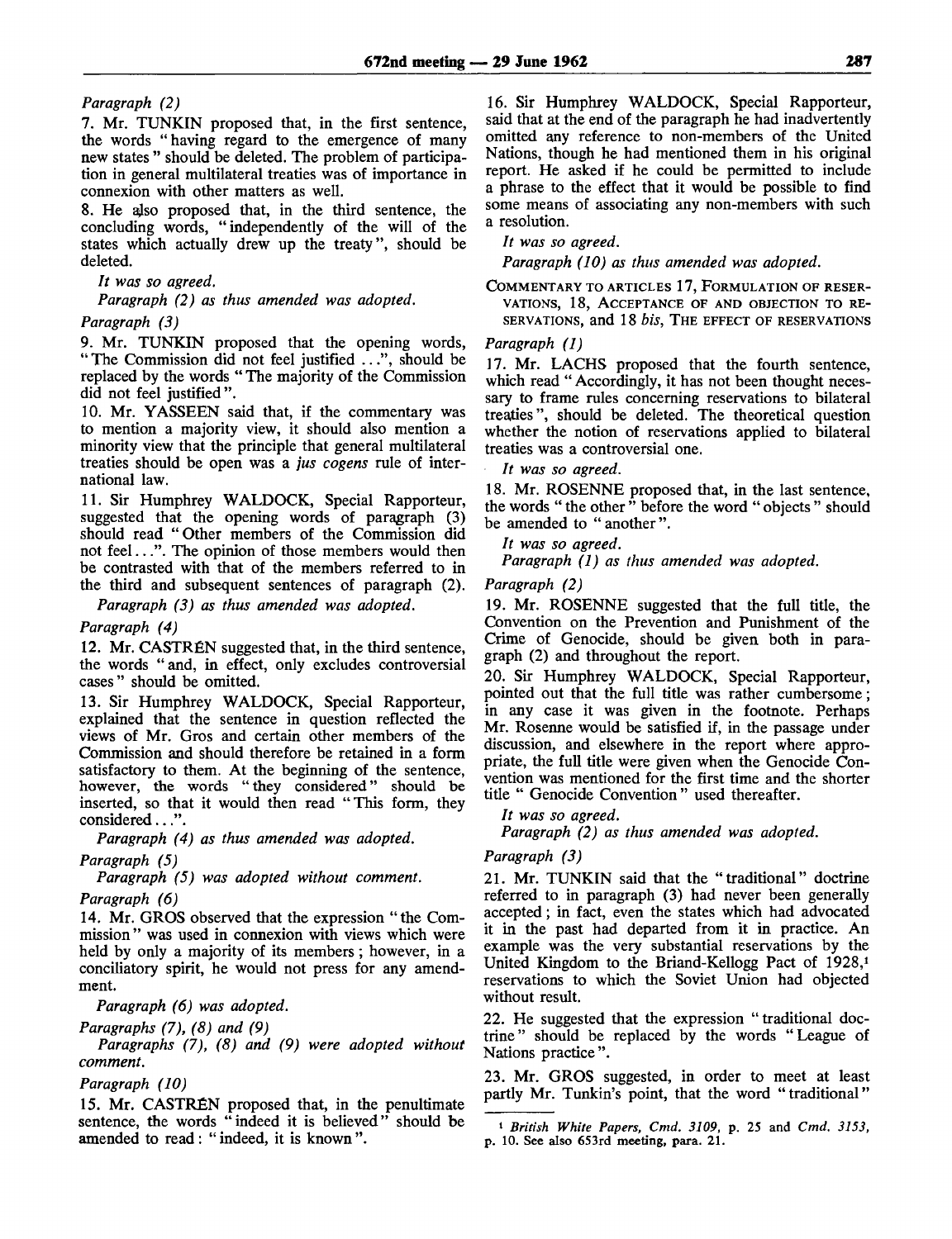*Paragraph (2)*

7. Mr. TUNKIN proposed that, in the first sentence, the words "having regard to the emergence of many new states" should be deleted. The problem of participation in general multilateral treaties was of importance in connexion with other matters as well.

8. He also proposed that, in the third sentence, the concluding words, "independently of the will of the states which actually drew up the treaty", should be deleted.

*It was so agreed.*

*Paragraph (2) as thus amended was adopted.*

*Paragraph (3)*

9. Mr. TUNKIN proposed that the opening words, "The Commission did not feel justified ...", should be replaced by the words "The majority of the Commission did not feel justified".

10. Mr. YASSEEN said that, if the commentary was to mention a majority view, it should also mention a minority view that the principle that general multilateral treaties should be open was a *jus cogens* rule of international law.

11. Sir Humphrey WALDOCK, Special Rapporteur, suggested that the opening words of paragraph (3) should read "Other members of the Commission did not feel...". The opinion of those members would then be contrasted with that of the members referred to in the third and subsequent sentences of paragraph (2).

*Paragraph (3) as thus amended was adopted.*

*Paragraph (4)*

12. Mr. CASTRÉN suggested that, in the third sentence, the words "and, in effect, only excludes controversial cases" should be omitted.

13. Sir Humphrey WALDOCK, Special Rapporteur, explained that the sentence in question reflected the views of Mr. Gros and certain other members of the Commission and should therefore be retained in a form satisfactory to them. At the beginning of the sentence, however, the words "they considered" should be inserted, so that it would then read "This form, they considered...".

*Paragraph (4) as thus amended was adopted.*

*Paragraph (5)*

*Paragraph (5) was adopted without comment.*

*Paragraph (6)*

14. Mr. GROS observed that the expression "the Commission" was used in connexion with views which were held by only a majority of its members; however, in a conciliatory spirit, he would not press for any amendment.

*Paragraph (6) was adopted.*

*Paragraphs (7), (8) and (9)*

*Paragraphs (7), (8) and (9) were adopted without comment.*

*Paragraph (10)*

15. Mr. CASTRÉN proposed that, in the penultimate sentence, the words "indeed it is believed" should be amended to read: "indeed, it is known".

16. Sir Humphrey WALDOCK, Special Rapporteur, said that at the end of the paragraph he had inadvertently omitted any reference to non-members of the United Nations, though he had mentioned them in his original report. He asked if he could be permitted to include a phrase to the effect that it would be possible to find some means of associating any non-members with such a resolution.

*It was so agreed.*

*Paragraph (10) as thus amended was adopted.*

COMMENTARY TO ARTICLES 17, FORMULATION OF RESERVATIONS, 18, ACCEPTANCE OF AND OBJECTION TO RESERVATIONS, and 18 *bis*, THE EFFECT OF RESERVATIONS

*Paragraph (1)*

17. Mr. LACHS proposed that the fourth sentence, which read "Accordingly, it has not been thought necessary to frame rules concerning reservations to bilateral treaties", should be deleted. The theoretical question whether the notion of reservations applied to bilateral treaties was a controversial one.

*It was so agreed.*

18. Mr. ROSENNE proposed that, in the last sentence, the words "the other" before the word "objects" should be amended to "another".

*It was so agreed.*

*Paragraph (1) as thus amended was adopted.*

*Paragraph (2)*

19. Mr. ROSENNE suggested that the full title, the Convention on the Prevention and Punishment of the Crime of Genocide, should be given both in paragraph (2) and throughout the report.

20. Sir Humphrey WALDOCK, Special Rapporteur, pointed out that the full title was rather cumbersome; in any case it was given in the footnote. Perhaps Mr. Rosenne would be satisfied if, in the passage under discussion, and elsewhere in the report where appropriate, the full title were given when the Genocide Convention was mentioned for the first time and the shorter title "Genocide Convention" used thereafter.

*It was so agreed.*

*Paragraph (2) as thus amended was adopted.*

*Paragraph (3)*

21. Mr. TUNKIN said that the "traditional" doctrine referred to in paragraph (3) had never been generally accepted; in fact, even the states which had advocated it in the past had departed from it in practice. An example was the very substantial reservations by the United Kingdom to the Briand-Kellogg Pact of 1928,[1] reservations to which the Soviet Union had objected without result.

22. He suggested that the expression "traditional doctrine" should be replaced by the words "League of Nations practice".

23. Mr. GROS suggested, in order to meet at least partly Mr. Tunkin's point, that the word "traditional"

[1] *British White Papers, Cmd. 3109*, p. 25 and *Cmd. 3153*, p. 10. See also 653rd meeting, para. 21.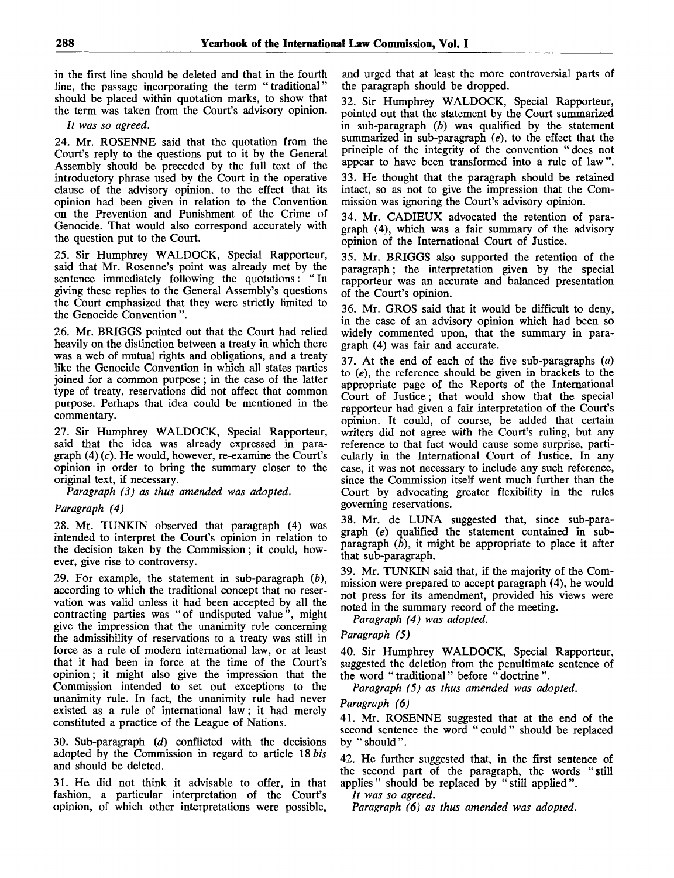in the first line should be deleted and that in the fourth line, the passage incorporating the term "traditional" should be placed within quotation marks, to show that the term was taken from the Court's advisory opinion.

*It was so agreed.*

24. Mr. ROSENNE said that the quotation from the Court's reply to the questions put to it by the General Assembly should be preceded by the full text of the introductory phrase used by the Court in the operative clause of the advisory opinion, to the effect that its opinion had been given in relation to the Convention on the Prevention and Punishment of the Crime of Genocide. That would also correspond accurately with the question put to the Court.

25. Sir Humphrey WALDOCK, Special Rapporteur, said that Mr. Rosenne's point was already met by the sentence immediately following the quotations: "In giving these replies to the General Assembly's questions the Court emphasized that they were strictly limited to the Genocide Convention".

26. Mr. BRIGGS pointed out that the Court had relied heavily on the distinction between a treaty in which there was a web of mutual rights and obligations, and a treaty like the Genocide Convention in which all states parties joined for a common purpose; in the case of the latter type of treaty, reservations did not affect that common purpose. Perhaps that idea could be mentioned in the commentary.

27. Sir Humphrey WALDOCK, Special Rapporteur, said that the idea was already expressed in paragraph (4) (*c*). He would, however, re-examine the Court's opinion in order to bring the summary closer to the original text, if necessary.

*Paragraph (3) as thus amended was adopted.*

*Paragraph (4)*

28. Mr. TUNKIN observed that paragraph (4) was intended to interpret the Court's opinion in relation to the decision taken by the Commission; it could, however, give rise to controversy.

29. For example, the statement in sub-paragraph (*b*), according to which the traditional concept that no reservation was valid unless it had been accepted by all the contracting parties was "of undisputed value", might give the impression that the unanimity rule concerning the admissibility of reservations to a treaty was still in force as a rule of modern international law, or at least that it had been in force at the time of the Court's opinion; it might also give the impression that the Commission intended to set out exceptions to the unanimity rule. In fact, the unanimity rule had never existed as a rule of international law; it had merely constituted a practice of the League of Nations.

30. Sub-paragraph (*d*) conflicted with the decisions adopted by the Commission in regard to article 18 *bis* and should be deleted.

31. He did not think it advisable to offer, in that fashion, a particular interpretation of the Court's opinion, of which other interpretations were possible, and urged that at least the more controversial parts of the paragraph should be dropped.

32. Sir Humphrey WALDOCK, Special Rapporteur, pointed out that the statement by the Court summarized in sub-paragraph (*b*) was qualified by the statement summarized in sub-paragraph (*e*), to the effect that the principle of the integrity of the convention "does not appear to have been transformed into a rule of law".

33. He thought that the paragraph should be retained intact, so as not to give the impression that the Commission was ignoring the Court's advisory opinion.

34. Mr. CADIEUX advocated the retention of paragraph (4), which was a fair summary of the advisory opinion of the International Court of Justice.

35. Mr. BRIGGS also supported the retention of the paragraph; the interpretation given by the special rapporteur was an accurate and balanced presentation of the Court's opinion.

36. Mr. GROS said that it would be difficult to deny, in the case of an advisory opinion which had been so widely commented upon, that the summary in paragraph (4) was fair and accurate.

37. At the end of each of the five sub-paragraphs (*a*) to (*e*), the reference should be given in brackets to the appropriate page of the Reports of the International Court of Justice; that would show that the special rapporteur had given a fair interpretation of the Court's opinion. It could, of course, be added that certain writers did not agree with the Court's ruling, but any reference to that fact would cause some surprise, particularly in the International Court of Justice. In any case, it was not necessary to include any such reference, since the Commission itself went much further than the Court by advocating greater flexibility in the rules governing reservations.

38. Mr. de LUNA suggested that, since sub-paragraph (*e*) qualified the statement contained in sub-paragraph (*b*), it might be appropriate to place it after that sub-paragraph.

39. Mr. TUNKIN said that, if the majority of the Commission were prepared to accept paragraph (4), he would not press for its amendment, provided his views were noted in the summary record of the meeting.

*Paragraph (4) was adopted.*

*Paragraph (5)*

40. Sir Humphrey WALDOCK, Special Rapporteur, suggested the deletion from the penultimate sentence of the word "traditional" before "doctrine".

*Paragraph (5) as thus amended was adopted.*

*Paragraph (6)*

41. Mr. ROSENNE suggested that at the end of the second sentence the word "could" should be replaced by "should".

42. He further suggested that, in the first sentence of the second part of the paragraph, the words "still applies" should be replaced by "still applied".

*It was so agreed.*

*Paragraph (6) as thus amended was adopted.*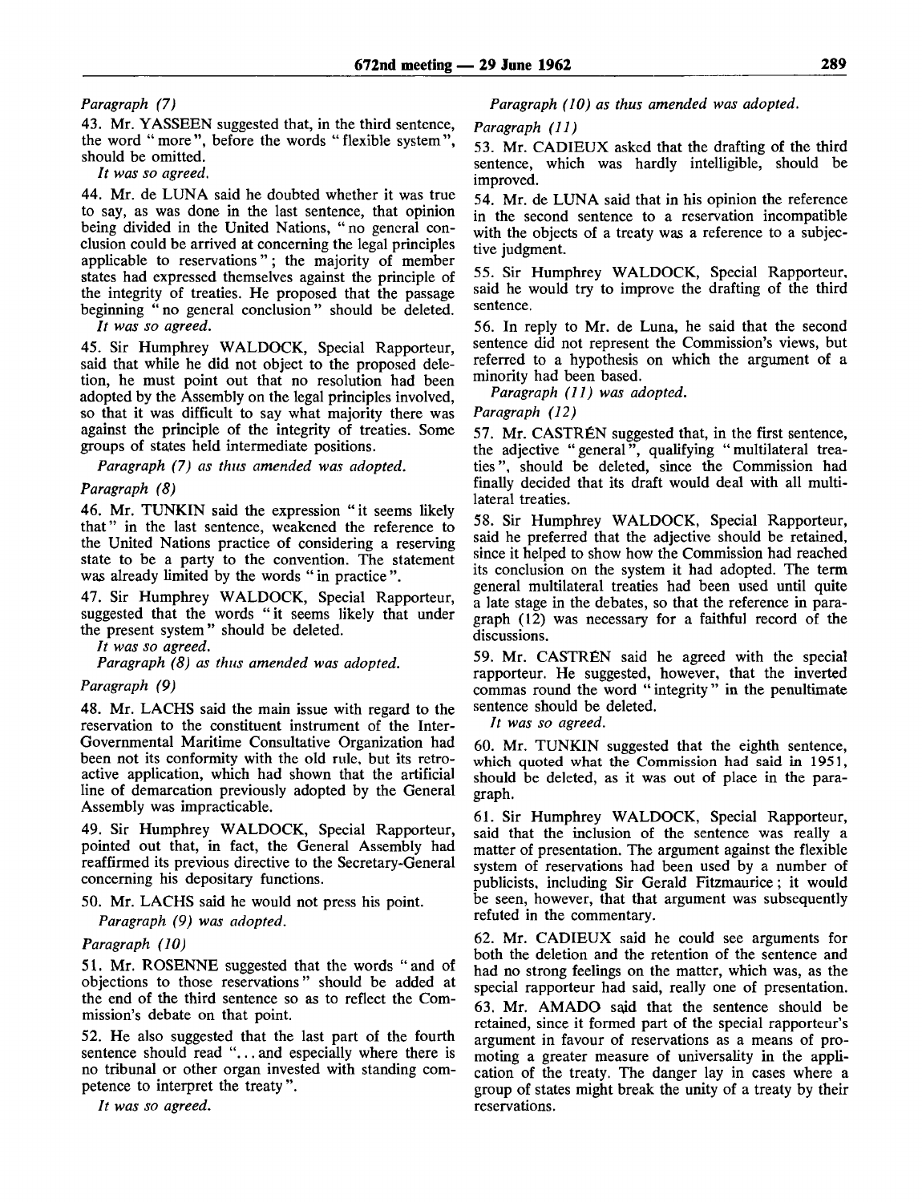*Paragraph (7)*

43. Mr. YASSEEN suggested that, in the third sentence, the word "more", before the words "flexible system", should be omitted.

*It was so agreed.*

44. Mr. de LUNA said he doubted whether it was true to say, as was done in the last sentence, that opinion being divided in the United Nations, "no general conclusion could be arrived at concerning the legal principles applicable to reservations"; the majority of member states had expressed themselves against the principle of the integrity of treaties. He proposed that the passage beginning "no general conclusion" should be deleted.

*It was so agreed.*

45. Sir Humphrey WALDOCK, Special Rapporteur, said that while he did not object to the proposed deletion, he must point out that no resolution had been adopted by the Assembly on the legal principles involved, so that it was difficult to say what majority there was against the principle of the integrity of treaties. Some groups of states held intermediate positions.

*Paragraph (7) as thus amended was adopted.*

*Paragraph (8)*

46. Mr. TUNKIN said the expression "it seems likely that" in the last sentence, weakened the reference to the United Nations practice of considering a reserving state to be a party to the convention. The statement was already limited by the words "in practice".

47. Sir Humphrey WALDOCK, Special Rapporteur, suggested that the words "it seems likely that under the present system" should be deleted.

*It was so agreed.*

*Paragraph (8) as thus amended was adopted.*

*Paragraph (9)*

48. Mr. LACHS said the main issue with regard to the reservation to the constituent instrument of the Inter-Governmental Maritime Consultative Organization had been not its conformity with the old rule, but its retroactive application, which had shown that the artificial line of demarcation previously adopted by the General Assembly was impracticable.

49. Sir Humphrey WALDOCK, Special Rapporteur, pointed out that, in fact, the General Assembly had reaffirmed its previous directive to the Secretary-General concerning his depositary functions.

50. Mr. LACHS said he would not press his point.

*Paragraph (9) was adopted.*

*Paragraph (10)*

51. Mr. ROSENNE suggested that the words "and of objections to those reservations" should be added at the end of the third sentence so as to reflect the Commission's debate on that point.

52. He also suggested that the last part of the fourth sentence should read "... and especially where there is no tribunal or other organ invested with standing competence to interpret the treaty".

*It was so agreed.*

*Paragraph (10) as thus amended was adopted.*

*Paragraph (11)*

53. Mr. CADIEUX asked that the drafting of the third sentence, which was hardly intelligible, should be improved.

54. Mr. de LUNA said that in his opinion the reference in the second sentence to a reservation incompatible with the objects of a treaty was a reference to a subjective judgment.

55. Sir Humphrey WALDOCK, Special Rapporteur, said he would try to improve the drafting of the third sentence.

56. In reply to Mr. de Luna, he said that the second sentence did not represent the Commission's views, but referred to a hypothesis on which the argument of a minority had been based.

*Paragraph (11) was adopted.*

*Paragraph (12)*

57. Mr. CASTRÉN suggested that, in the first sentence, the adjective "general", qualifying "multilateral treaties", should be deleted, since the Commission had finally decided that its draft would deal with all multilateral treaties.

58. Sir Humphrey WALDOCK, Special Rapporteur, said he preferred that the adjective should be retained, since it helped to show how the Commission had reached its conclusion on the system it had adopted. The term general multilateral treaties had been used until quite a late stage in the debates, so that the reference in paragraph (12) was necessary for a faithful record of the discussions.

59. Mr. CASTRÉN said he agreed with the special rapporteur. He suggested, however, that the inverted commas round the word "integrity" in the penultimate sentence should be deleted.

*It was so agreed.*

60. Mr. TUNKIN suggested that the eighth sentence, which quoted what the Commission had said in 1951, should be deleted, as it was out of place in the paragraph.

61. Sir Humphrey WALDOCK, Special Rapporteur, said that the inclusion of the sentence was really a matter of presentation. The argument against the flexible system of reservations had been used by a number of publicists, including Sir Gerald Fitzmaurice; it would be seen, however, that that argument was subsequently refuted in the commentary.

62. Mr. CADIEUX said he could see arguments for both the deletion and the retention of the sentence and had no strong feelings on the matter, which was, as the special rapporteur had said, really one of presentation.

63. Mr. AMADO said that the sentence should be retained, since it formed part of the special rapporteur's argument in favour of reservations as a means of promoting a greater measure of universality in the application of the treaty. The danger lay in cases where a group of states might break the unity of a treaty by their reservations.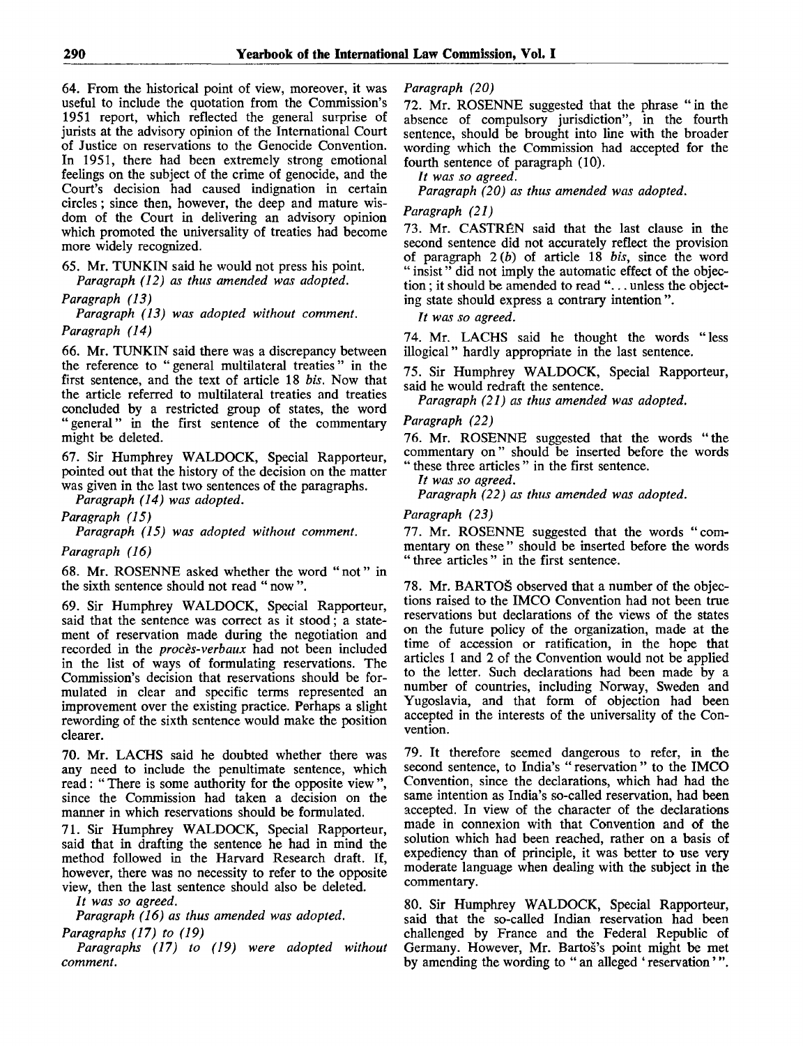64. From the historical point of view, moreover, it was useful to include the quotation from the Commission's 1951 report, which reflected the general surprise of jurists at the advisory opinion of the International Court of Justice on reservations to the Genocide Convention. In 1951, there had been extremely strong emotional feelings on the subject of the crime of genocide, and the Court's decision had caused indignation in certain circles; since then, however, the deep and mature wisdom of the Court in delivering an advisory opinion which promoted the universality of treaties had become more widely recognized.

65. Mr. TUNKIN said he would not press his point.

*Paragraph (12) as thus amended was adopted.*

*Paragraph (13)*

*Paragraph (13) was adopted without comment.*

*Paragraph (14)*

66. Mr. TUNKIN said there was a discrepancy between the reference to "general multilateral treaties" in the first sentence, and the text of article 18 *bis*. Now that the article referred to multilateral treaties and treaties concluded by a restricted group of states, the word "general" in the first sentence of the commentary might be deleted.

67. Sir Humphrey WALDOCK, Special Rapporteur, pointed out that the history of the decision on the matter was given in the last two sentences of the paragraphs.

*Paragraph (14) was adopted.*

*Paragraph (15)*

*Paragraph (15) was adopted without comment.*

*Paragraph (16)*

68. Mr. ROSENNE asked whether the word "not" in the sixth sentence should not read "now".

69. Sir Humphrey WALDOCK, Special Rapporteur, said that the sentence was correct as it stood; a statement of reservation made during the negotiation and recorded in the *procès-verbaux* had not been included in the list of ways of formulating reservations. The Commission's decision that reservations should be formulated in clear and specific terms represented an improvement over the existing practice. Perhaps a slight rewording of the sixth sentence would make the position clearer.

70. Mr. LACHS said he doubted whether there was any need to include the penultimate sentence, which read: "There is some authority for the opposite view", since the Commission had taken a decision on the manner in which reservations should be formulated.

71. Sir Humphrey WALDOCK, Special Rapporteur, said that in drafting the sentence he had in mind the method followed in the Harvard Research draft. If, however, there was no necessity to refer to the opposite view, then the last sentence should also be deleted.

*It was so agreed.*

*Paragraph (16) as thus amended was adopted.*

*Paragraphs (17) to (19)*

*Paragraphs (17) to (19) were adopted without comment.*

*Paragraph (20)*

72. Mr. ROSENNE suggested that the phrase "in the absence of compulsory jurisdiction", in the fourth sentence, should be brought into line with the broader wording which the Commission had accepted for the fourth sentence of paragraph (10).

*It was so agreed.*

*Paragraph (20) as thus amended was adopted.*

*Paragraph (21)*

73. Mr. CASTRÉN said that the last clause in the second sentence did not accurately reflect the provision of paragraph 2 (*b*) of article 18 *bis*, since the word "insist" did not imply the automatic effect of the objection; it should be amended to read "... unless the objecting state should express a contrary intention".

*It was so agreed.*

74. Mr. LACHS said he thought the words "less illogical" hardly appropriate in the last sentence.

75. Sir Humphrey WALDOCK, Special Rapporteur, said he would redraft the sentence.

*Paragraph (21) as thus amended was adopted.*

*Paragraph (22)*

76. Mr. ROSENNE suggested that the words "the commentary on" should be inserted before the words "these three articles" in the first sentence.

*It was so agreed.*

*Paragraph (22) as thus amended was adopted.*

*Paragraph (23)*

77. Mr. ROSENNE suggested that the words "commentary on these" should be inserted before the words "three articles" in the first sentence.

78. Mr. BARTOŠ observed that a number of the objections raised to the IMCO Convention had not been true reservations but declarations of the views of the states on the future policy of the organization, made at the time of accession or ratification, in the hope that articles 1 and 2 of the Convention would not be applied to the letter. Such declarations had been made by a number of countries, including Norway, Sweden and Yugoslavia, and that form of objection had been accepted in the interests of the universality of the Convention.

79. It therefore seemed dangerous to refer, in the second sentence, to India's "reservation" to the IMCO Convention, since the declarations, which had had the same intention as India's so-called reservation, had been accepted. In view of the character of the declarations made in connexion with that Convention and of the solution which had been reached, rather on a basis of expediency than of principle, it was better to use very moderate language when dealing with the subject in the commentary.

80. Sir Humphrey WALDOCK, Special Rapporteur, said that the so-called Indian reservation had been challenged by France and the Federal Republic of Germany. However, Mr. Bartoš's point might be met by amending the wording to "an alleged 'reservation'".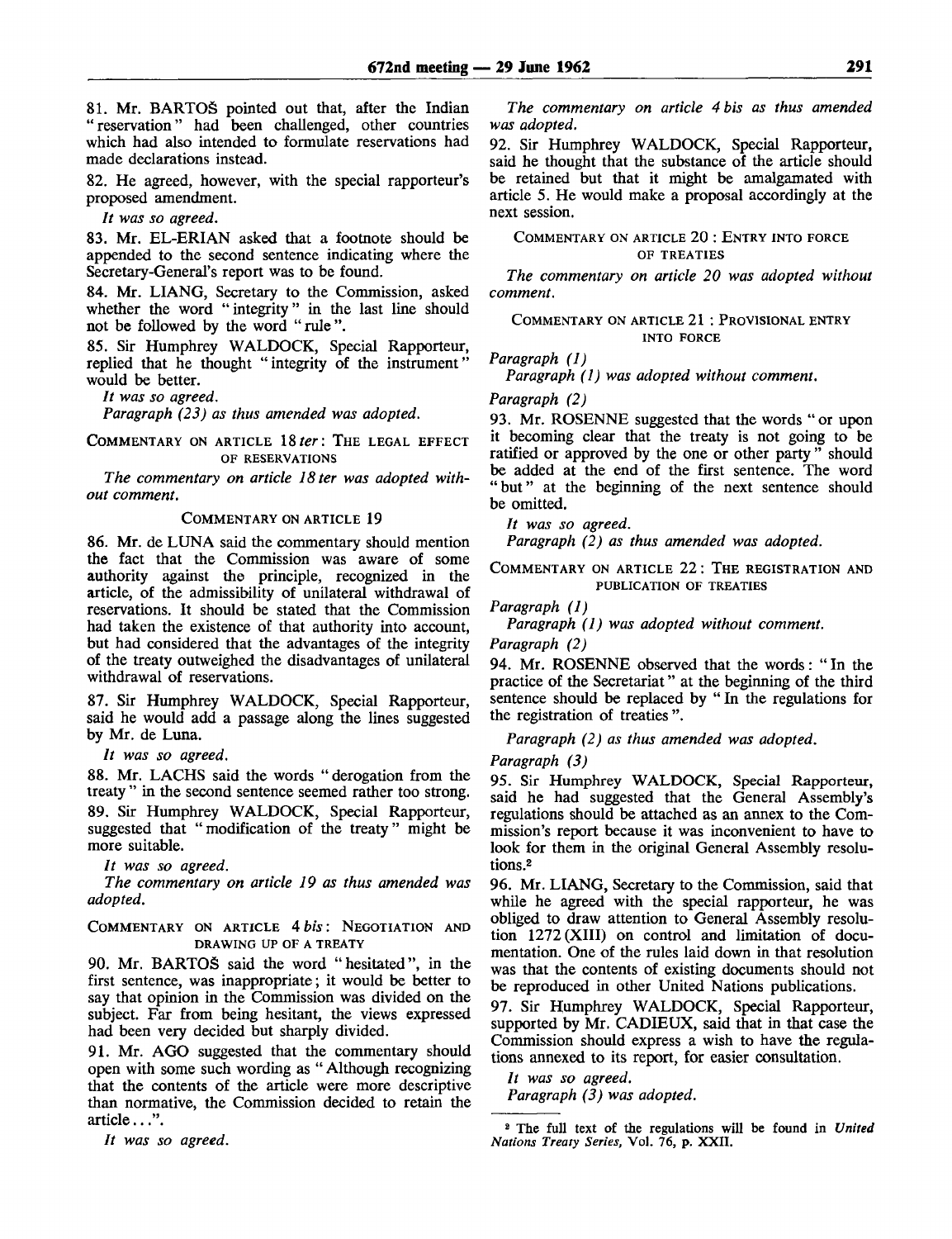81. Mr. BARTOŠ pointed out that, after the Indian "reservation" had been challenged, other countries which had also intended to formulate reservations had made declarations instead.

82. He agreed, however, with the special rapporteur's proposed amendment.

*It was so agreed.*

83. Mr. EL-ERIAN asked that a footnote should be appended to the second sentence indicating where the Secretary-General's report was to be found.

84. Mr. LIANG, Secretary to the Commission, asked whether the word "integrity" in the last line should not be followed by the word "rule".

85. Sir Humphrey WALDOCK, Special Rapporteur, replied that he thought "integrity of the instrument" would be better.

*It was so agreed.*

*Paragraph (23) as thus amended was adopted.*

COMMENTARY ON ARTICLE 18 *ter*: THE LEGAL EFFECT OF RESERVATIONS

*The commentary on article 18 ter was adopted without comment.*

COMMENTARY ON ARTICLE 19

86. Mr. de LUNA said the commentary should mention the fact that the Commission was aware of some authority against the principle, recognized in the article, of the admissibility of unilateral withdrawal of reservations. It should be stated that the Commission had taken the existence of that authority into account, but had considered that the advantages of the integrity of the treaty outweighed the disadvantages of unilateral withdrawal of reservations.

87. Sir Humphrey WALDOCK, Special Rapporteur, said he would add a passage along the lines suggested by Mr. de Luna.

*It was so agreed.*

88. Mr. LACHS said the words "derogation from the treaty" in the second sentence seemed rather too strong.

89. Sir Humphrey WALDOCK, Special Rapporteur, suggested that "modification of the treaty" might be more suitable.

*It was so agreed.*

*The commentary on article 19 as thus amended was adopted.*

COMMENTARY ON ARTICLE 4 *bis*: NEGOTIATION AND DRAWING UP OF A TREATY

90. Mr. BARTOŠ said the word "hesitated", in the first sentence, was inappropriate; it would be better to say that opinion in the Commission was divided on the subject. Far from being hesitant, the views expressed had been very decided but sharply divided.

91. Mr. AGO suggested that the commentary should open with some such wording as "Although recognizing that the contents of the article were more descriptive than normative, the Commission decided to retain the article...".

*It was so agreed.*

*The commentary on article 4 bis as thus amended was adopted.*

92. Sir Humphrey WALDOCK, Special Rapporteur, said he thought that the substance of the article should be retained but that it might be amalgamated with article 5. He would make a proposal accordingly at the next session.

COMMENTARY ON ARTICLE 20: ENTRY INTO FORCE OF TREATIES

*The commentary on article 20 was adopted without comment.*

COMMENTARY ON ARTICLE 21: PROVISIONAL ENTRY INTO FORCE

*Paragraph (1)*

*Paragraph (1) was adopted without comment.*

*Paragraph (2)*

93. Mr. ROSENNE suggested that the words "or upon it becoming clear that the treaty is not going to be ratified or approved by the one or other party" should be added at the end of the first sentence. The word "but" at the beginning of the next sentence should be omitted.

*It was so agreed.*

*Paragraph (2) as thus amended was adopted.*

COMMENTARY ON ARTICLE 22: THE REGISTRATION AND PUBLICATION OF TREATIES

*Paragraph (1)*

*Paragraph (1) was adopted without comment.*

*Paragraph (2)*

94. Mr. ROSENNE observed that the words: "In the practice of the Secretariat" at the beginning of the third sentence should be replaced by "In the regulations for the registration of treaties".

*Paragraph (2) as thus amended was adopted.*

*Paragraph (3)*

95. Sir Humphrey WALDOCK, Special Rapporteur, said he had suggested that the General Assembly's regulations should be attached as an annex to the Commission's report because it was inconvenient to have to look for them in the original General Assembly resolutions.[2]

96. Mr. LIANG, Secretary to the Commission, said that while he agreed with the special rapporteur, he was obliged to draw attention to General Assembly resolution 1272 (XIII) on control and limitation of documentation. One of the rules laid down in that resolution was that the contents of existing documents should not be reproduced in other United Nations publications.

97. Sir Humphrey WALDOCK, Special Rapporteur, supported by Mr. CADIEUX, said that in that case the Commission should express a wish to have the regulations annexed to its report, for easier consultation.

*It was so agreed.*

*Paragraph (3) was adopted.*

---

[2] The full text of the regulations will be found in *United Nations Treaty Series*, Vol. 76, p. XXII.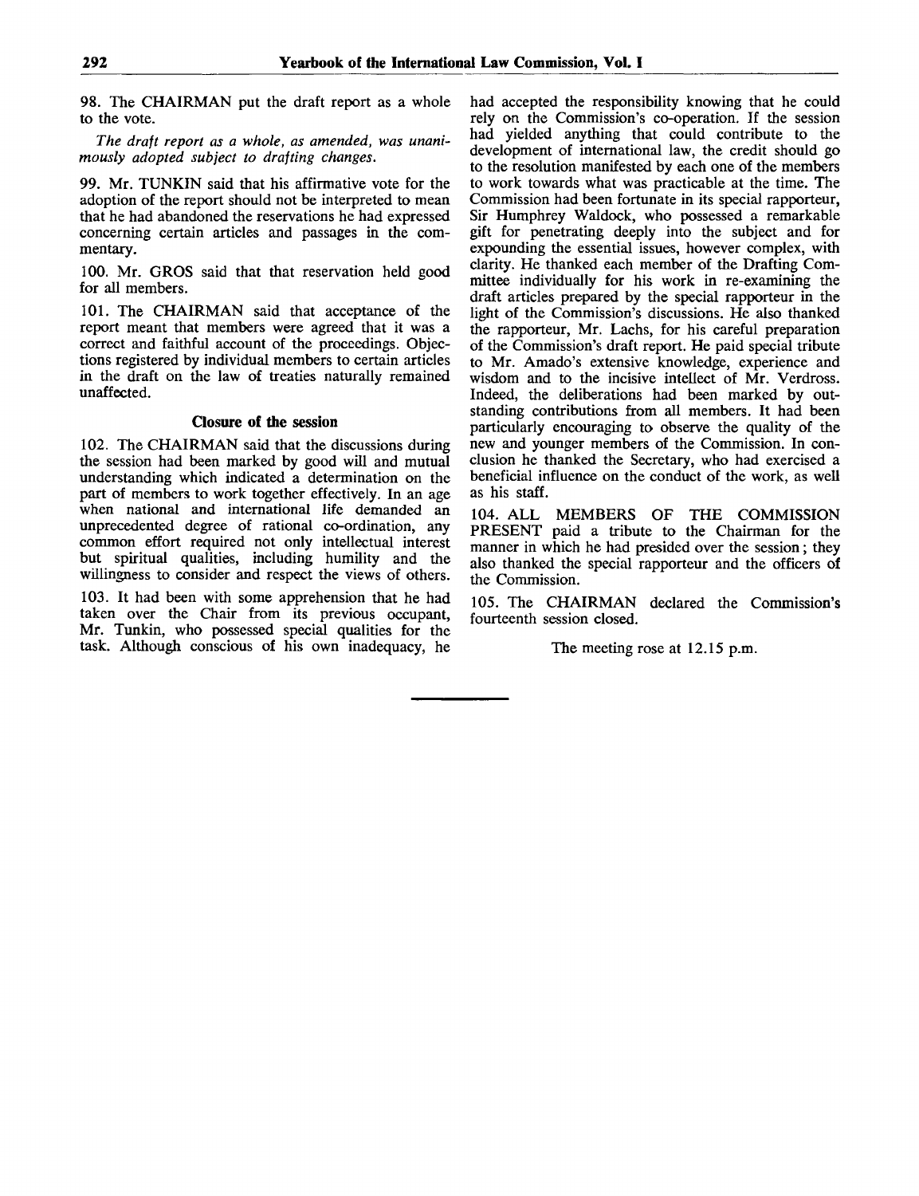98. The CHAIRMAN put the draft report as a whole to the vote.

*The draft report as a whole, as amended, was unanimously adopted subject to drafting changes.*

99. Mr. TUNKIN said that his affirmative vote for the adoption of the report should not be interpreted to mean that he had abandoned the reservations he had expressed concerning certain articles and passages in the commentary.

100. Mr. GROS said that that reservation held good for all members.

101. The CHAIRMAN said that acceptance of the report meant that members were agreed that it was a correct and faithful account of the proceedings. Objections registered by individual members to certain articles in the draft on the law of treaties naturally remained unaffected.

### Closure of the session

102. The CHAIRMAN said that the discussions during the session had been marked by good will and mutual understanding which indicated a determination on the part of members to work together effectively. In an age when national and international life demanded an unprecedented degree of rational co-ordination, any common effort required not only intellectual interest but spiritual qualities, including humility and the willingness to consider and respect the views of others.

103. It had been with some apprehension that he had taken over the Chair from its previous occupant, Mr. Tunkin, who possessed special qualities for the task. Although conscious of his own inadequacy, he had accepted the responsibility knowing that he could rely on the Commission's co-operation. If the session had yielded anything that could contribute to the development of international law, the credit should go to the resolution manifested by each one of the members to work towards what was practicable at the time. The Commission had been fortunate in its special rapporteur, Sir Humphrey Waldock, who possessed a remarkable gift for penetrating deeply into the subject and for expounding the essential issues, however complex, with clarity. He thanked each member of the Drafting Committee individually for his work in re-examining the draft articles prepared by the special rapporteur in the light of the Commission's discussions. He also thanked the rapporteur, Mr. Lachs, for his careful preparation of the Commission's draft report. He paid special tribute to Mr. Amado's extensive knowledge, experience and wisdom and to the incisive intellect of Mr. Verdross. Indeed, the deliberations had been marked by outstanding contributions from all members. It had been particularly encouraging to observe the quality of the new and younger members of the Commission. In conclusion he thanked the Secretary, who had exercised a beneficial influence on the conduct of the work, as well as his staff.

104. ALL MEMBERS OF THE COMMISSION PRESENT paid a tribute to the Chairman for the manner in which he had presided over the session; they also thanked the special rapporteur and the officers of the Commission.

105. The CHAIRMAN declared the Commission's fourteenth session closed.

The meeting rose at 12.15 p.m.